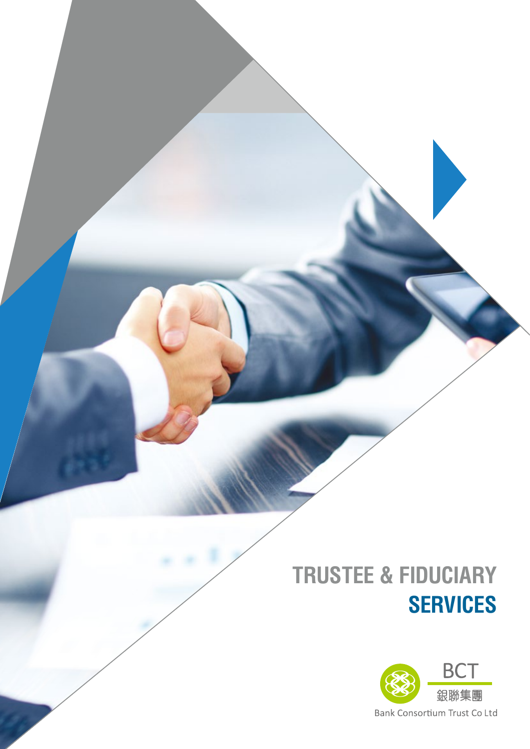# TRUSTEE & FIDUCIARY SERVICES

BCT

銀聯集團

Bank Consortium Trust Co Ltd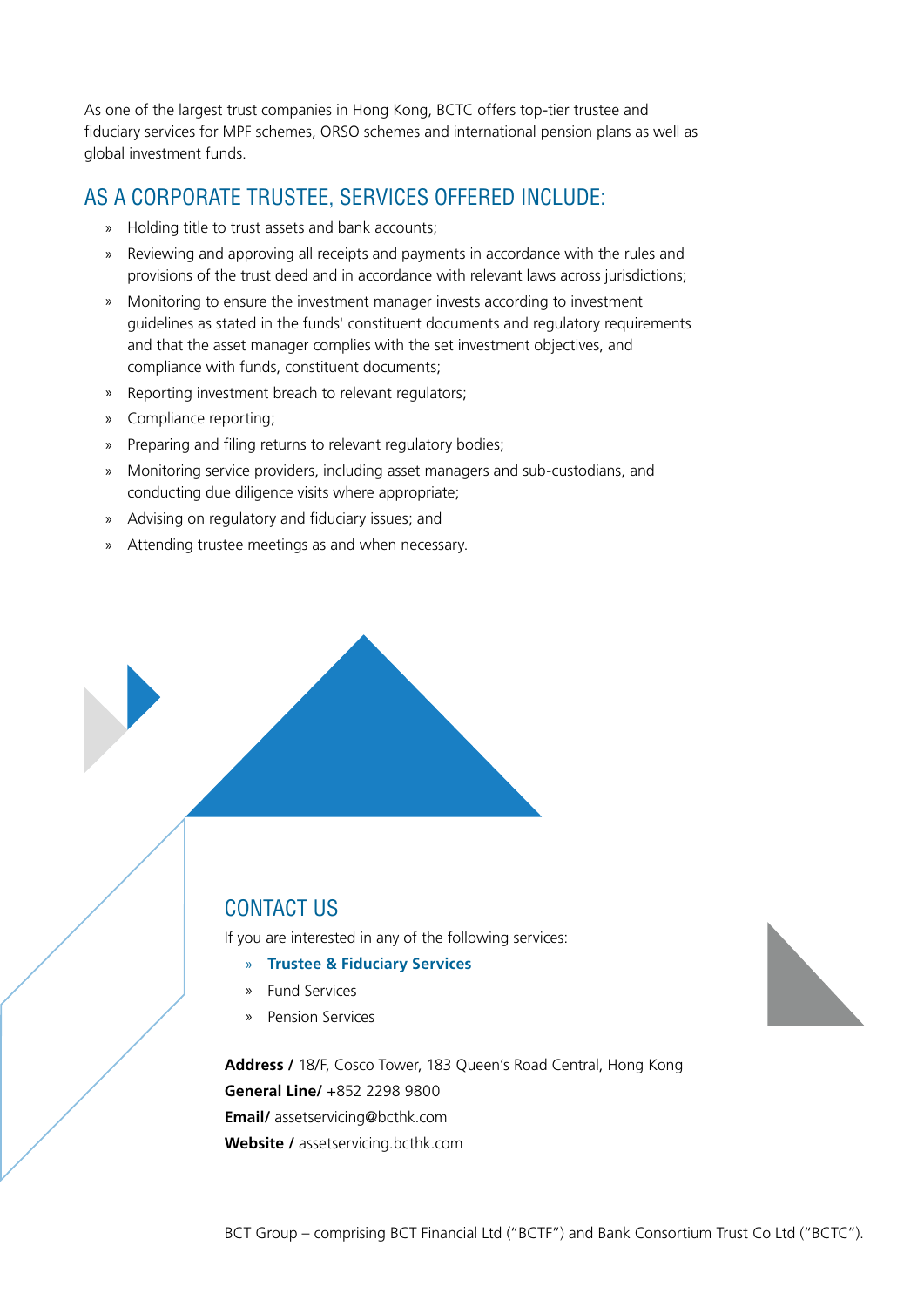As one of the largest trust companies in Hong Kong, BCTC offers top-tier trustee and fiduciary services for MPF schemes, ORSO schemes and international pension plans as well as global investment funds.

## AS A CORPORATE TRUSTEE, SERVICES OFFERED INCLUDE:

- Holding title to trust assets and bank accounts;
- Reviewing and approving all receipts and payments in accordance with the rules and provisions of the trust deed and in accordance with relevant laws across jurisdictions;
- Monitoring to ensure the investment manager invests according to investment guidelines as stated in the funds' constituent documents and regulatory requirements and that the asset manager complies with the set investment objectives, and compliance with funds, constituent documents;
- Reporting investment breach to relevant regulators;
- Compliance reporting;
- Preparing and filing returns to relevant regulatory bodies;
- Monitoring service providers, including asset managers and sub-custodians, and conducting due diligence visits where appropriate;
- Advising on regulatory and fiduciary issues; and
- Attending trustee meetings as and when necessary.

## CONTACT US

If you are interested in any of the following services:

- **Trustee & Fiduciary Services**
- Fund Services
- Pension Services

**Address /** 18/F, Cosco Tower, 183 Queen's Road Central, Hong Kong
**General Line/** +852 2298 9800
**Email/** assetservicing@bcthk.com
**Website /** assetservicing.bcthk.com

BCT Group – comprising BCT Financial Ltd ("BCTF") and Bank Consortium Trust Co Ltd ("BCTC").